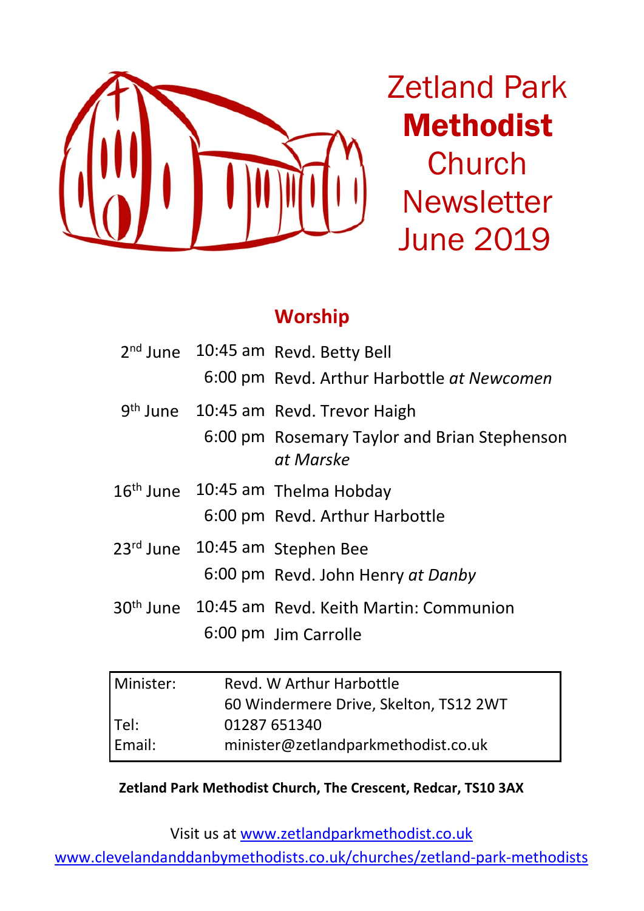# Zetland Park **Methodist** Church Newsletter June 2019

## Worship

| | | |
|---|---|---|
| 2nd June | 10:45 am | Revd. Betty Bell |
| | 6:00 pm | Revd. Arthur Harbottle *at Newcomen* |
| 9th June | 10:45 am | Revd. Trevor Haigh |
| | 6:00 pm | Rosemary Taylor and Brian Stephenson *at Marske* |
| 16th June | 10:45 am | Thelma Hobday |
| | 6:00 pm | Revd. Arthur Harbottle |
| 23rd June | 10:45 am | Stephen Bee |
| | 6:00 pm | Revd. John Henry *at Danby* |
| 30th June | 10:45 am | Revd. Keith Martin: Communion |
| | 6:00 pm | Jim Carrolle |

| | |
|---|---|
| Minister: | Revd. W Arthur Harbottle |
| | 60 Windermere Drive, Skelton, TS12 2WT |
| Tel: | 01287 651340 |
| Email: | minister@zetlandparkmethodist.co.uk |

**Zetland Park Methodist Church, The Crescent, Redcar, TS10 3AX**

Visit us at [www.zetlandparkmethodist.co.uk](http://www.zetlandparkmethodist.co.uk)

[www.clevelandanddanbymethodists.co.uk/churches/zetland-park-methodists](http://www.clevelandanddanbymethodists.co.uk/churches/zetland-park-methodists)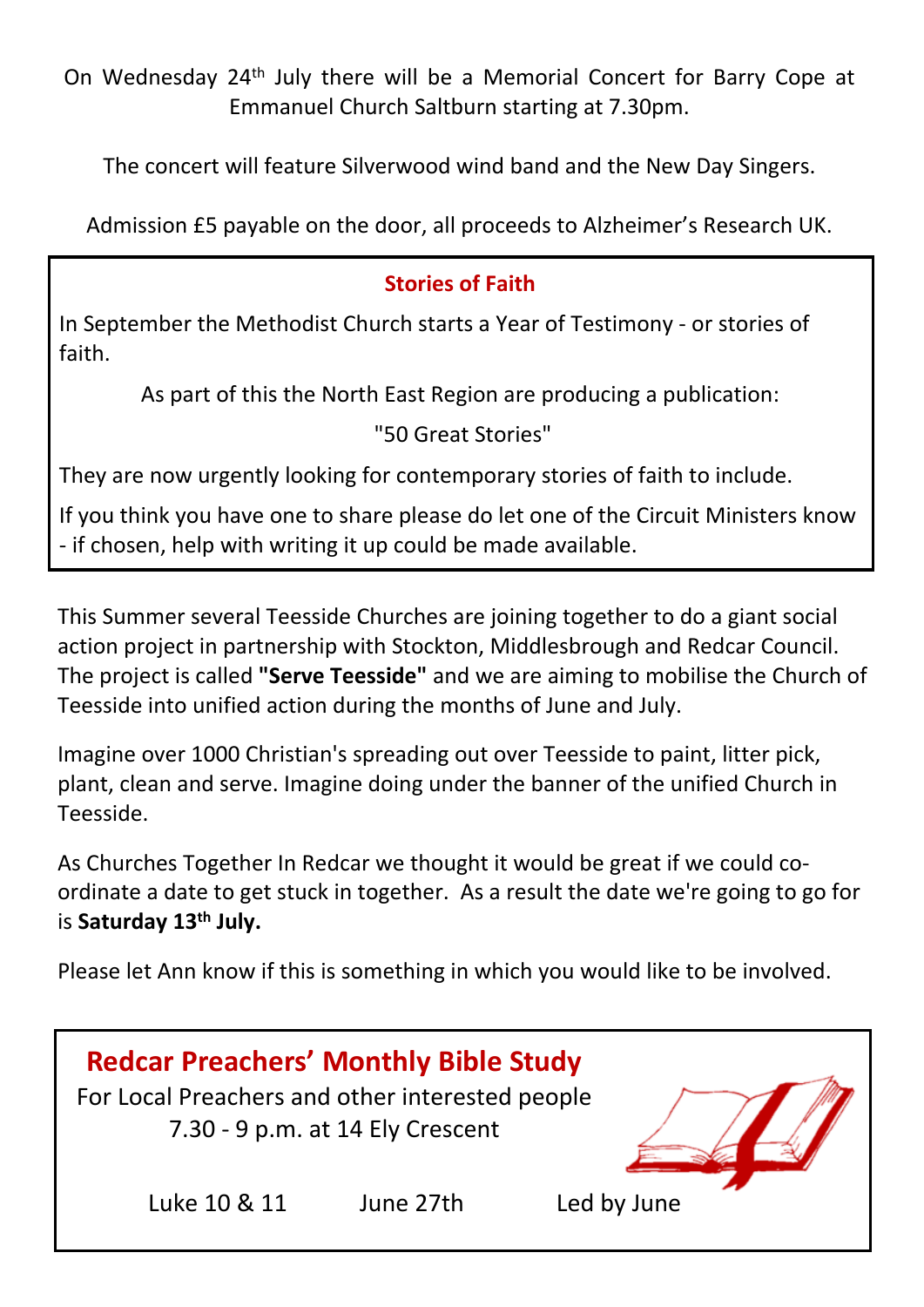On Wednesday 24th July there will be a Memorial Concert for Barry Cope at Emmanuel Church Saltburn starting at 7.30pm.

The concert will feature Silverwood wind band and the New Day Singers.

Admission £5 payable on the door, all proceeds to Alzheimer's Research UK.

## Stories of Faith

In September the Methodist Church starts a Year of Testimony - or stories of faith.

As part of this the North East Region are producing a publication:

"50 Great Stories"

They are now urgently looking for contemporary stories of faith to include.

If you think you have one to share please do let one of the Circuit Ministers know - if chosen, help with writing it up could be made available.

This Summer several Teesside Churches are joining together to do a giant social action project in partnership with Stockton, Middlesbrough and Redcar Council. The project is called **"Serve Teesside"** and we are aiming to mobilise the Church of Teesside into unified action during the months of June and July.

Imagine over 1000 Christian's spreading out over Teesside to paint, litter pick, plant, clean and serve. Imagine doing under the banner of the unified Church in Teesside.

As Churches Together In Redcar we thought it would be great if we could co-ordinate a date to get stuck in together. As a result the date we're going to go for is **Saturday 13th July.**

Please let Ann know if this is something in which you would like to be involved.

## Redcar Preachers' Monthly Bible Study

For Local Preachers and other interested people
7.30 - 9 p.m. at 14 Ely Crescent

Luke 10 & 11 June 27th Led by June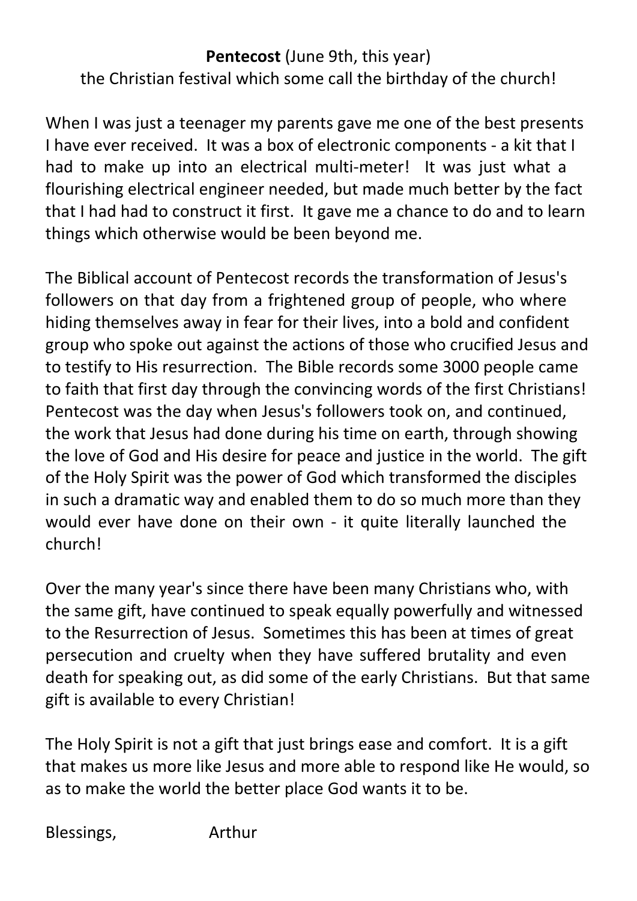**Pentecost** (June 9th, this year)

the Christian festival which some call the birthday of the church!

When I was just a teenager my parents gave me one of the best presents I have ever received. It was a box of electronic components - a kit that I had to make up into an electrical multi-meter! It was just what a flourishing electrical engineer needed, but made much better by the fact that I had had to construct it first. It gave me a chance to do and to learn things which otherwise would be been beyond me.

The Biblical account of Pentecost records the transformation of Jesus's followers on that day from a frightened group of people, who where hiding themselves away in fear for their lives, into a bold and confident group who spoke out against the actions of those who crucified Jesus and to testify to His resurrection. The Bible records some 3000 people came to faith that first day through the convincing words of the first Christians! Pentecost was the day when Jesus's followers took on, and continued, the work that Jesus had done during his time on earth, through showing the love of God and His desire for peace and justice in the world. The gift of the Holy Spirit was the power of God which transformed the disciples in such a dramatic way and enabled them to do so much more than they would ever have done on their own - it quite literally launched the church!

Over the many year's since there have been many Christians who, with the same gift, have continued to speak equally powerfully and witnessed to the Resurrection of Jesus. Sometimes this has been at times of great persecution and cruelty when they have suffered brutality and even death for speaking out, as did some of the early Christians. But that same gift is available to every Christian!

The Holy Spirit is not a gift that just brings ease and comfort. It is a gift that makes us more like Jesus and more able to respond like He would, so as to make the world the better place God wants it to be.

Blessings, Arthur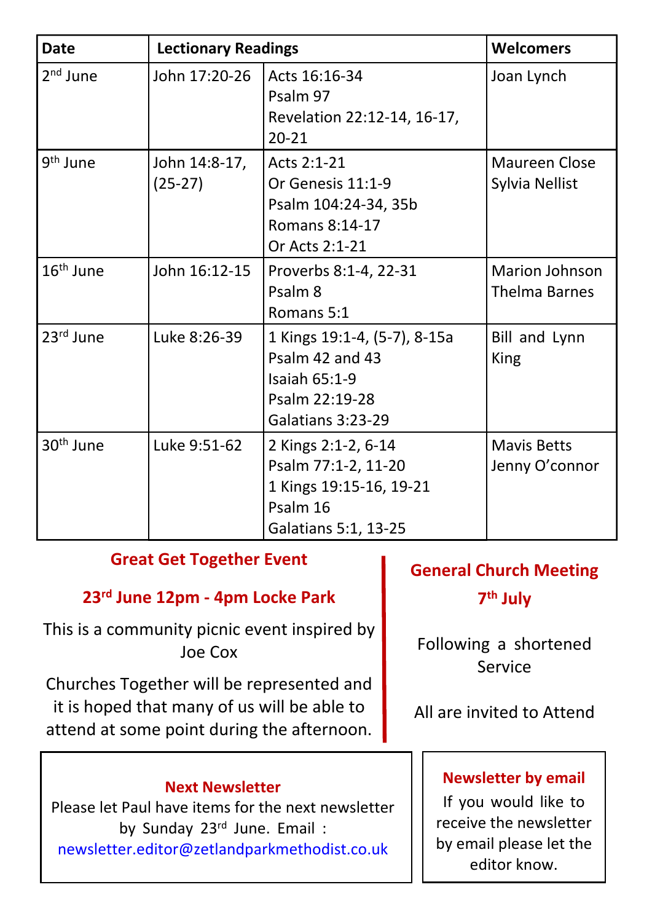| Date | Lectionary Readings | | Welcomers |
|---|---|---|---|
| 2nd June | John 17:20-26 | Acts 16:16-34<br>Psalm 97<br>Revelation 22:12-14, 16-17, 20-21 | Joan Lynch |
| 9th June | John 14:8-17, (25-27) | Acts 2:1-21<br>Or Genesis 11:1-9<br>Psalm 104:24-34, 35b<br>Romans 8:14-17<br>Or Acts 2:1-21 | Maureen Close<br>Sylvia Nellist |
| 16th June | John 16:12-15 | Proverbs 8:1-4, 22-31<br>Psalm 8<br>Romans 5:1 | Marion Johnson<br>Thelma Barnes |
| 23rd June | Luke 8:26-39 | 1 Kings 19:1-4, (5-7), 8-15a<br>Psalm 42 and 43<br>Isaiah 65:1-9<br>Psalm 22:19-28<br>Galatians 3:23-29 | Bill and Lynn King |
| 30th June | Luke 9:51-62 | 2 Kings 2:1-2, 6-14<br>Psalm 77:1-2, 11-20<br>1 Kings 19:15-16, 19-21<br>Psalm 16<br>Galatians 5:1, 13-25 | Mavis Betts<br>Jenny O'connor |

## Great Get Together Event

**23rd June 12pm - 4pm Locke Park**

This is a community picnic event inspired by Joe Cox

Churches Together will be represented and it is hoped that many of us will be able to attend at some point during the afternoon.

## General Church Meeting

**7th July**

Following a shortened Service

All are invited to Attend

**Next Newsletter**

Please let Paul have items for the next newsletter by Sunday 23rd June. Email : newsletter.editor@zetlandparkmethodist.co.uk

**Newsletter by email**

If you would like to receive the newsletter by email please let the editor know.